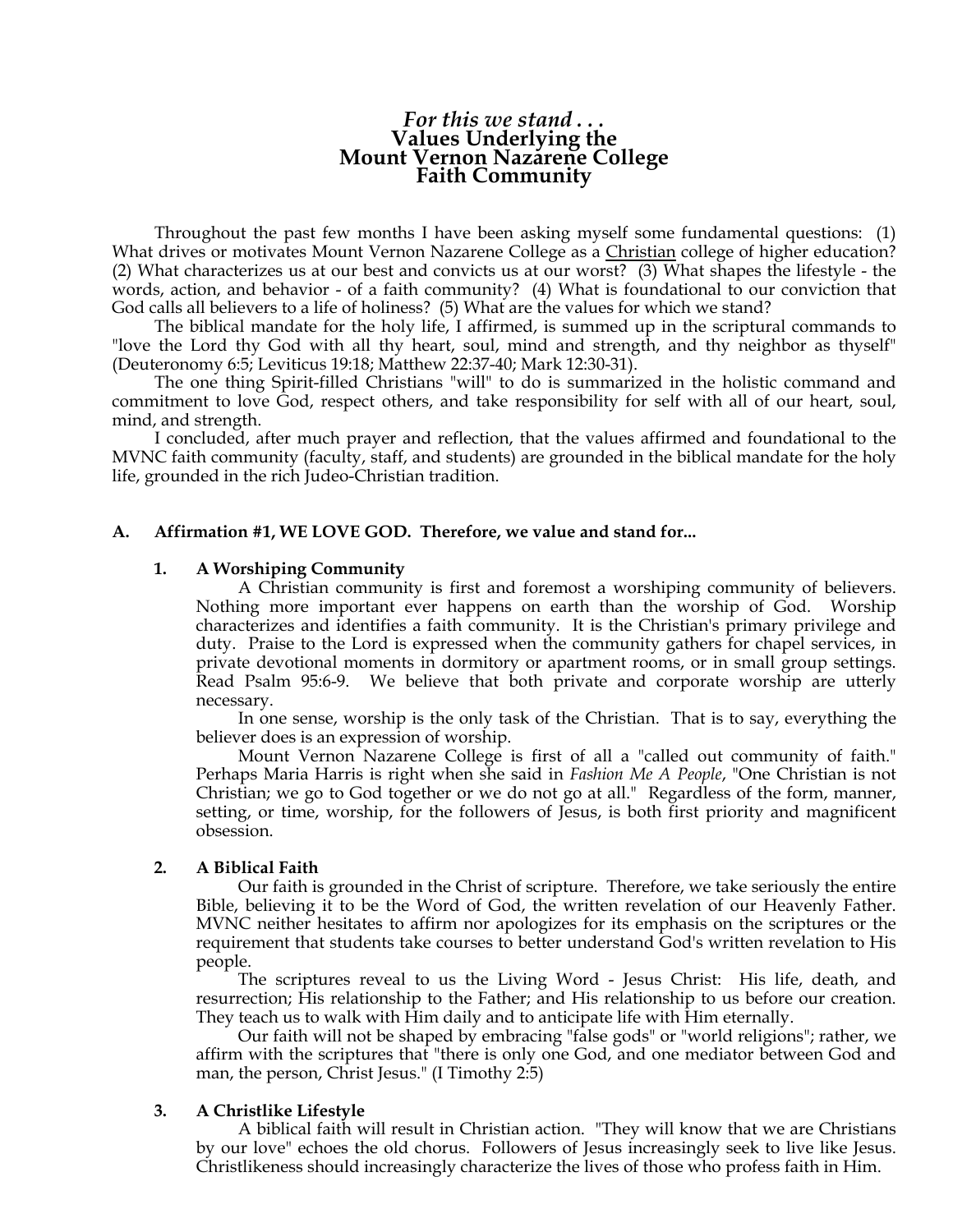# *For this we stand . . .*
# Values Underlying the Mount Vernon Nazarene College Faith Community

Throughout the past few months I have been asking myself some fundamental questions: (1) What drives or motivates Mount Vernon Nazarene College as a Christian college of higher education? (2) What characterizes us at our best and convicts us at our worst? (3) What shapes the lifestyle - the words, action, and behavior - of a faith community? (4) What is foundational to our conviction that God calls all believers to a life of holiness? (5) What are the values for which we stand?

The biblical mandate for the holy life, I affirmed, is summed up in the scriptural commands to "love the Lord thy God with all thy heart, soul, mind and strength, and thy neighbor as thyself" (Deuteronomy 6:5; Leviticus 19:18; Matthew 22:37-40; Mark 12:30-31).

The one thing Spirit-filled Christians "will" to do is summarized in the holistic command and commitment to love God, respect others, and take responsibility for self with all of our heart, soul, mind, and strength.

I concluded, after much prayer and reflection, that the values affirmed and foundational to the MVNC faith community (faculty, staff, and students) are grounded in the biblical mandate for the holy life, grounded in the rich Judeo-Christian tradition.

## A. Affirmation #1, WE LOVE GOD. Therefore, we value and stand for...

### 1. A Worshiping Community

A Christian community is first and foremost a worshiping community of believers. Nothing more important ever happens on earth than the worship of God. Worship characterizes and identifies a faith community. It is the Christian's primary privilege and duty. Praise to the Lord is expressed when the community gathers for chapel services, in private devotional moments in dormitory or apartment rooms, or in small group settings. Read Psalm 95:6-9. We believe that both private and corporate worship are utterly necessary.

In one sense, worship is the only task of the Christian. That is to say, everything the believer does is an expression of worship.

Mount Vernon Nazarene College is first of all a "called out community of faith." Perhaps Maria Harris is right when she said in *Fashion Me A People*, "One Christian is not Christian; we go to God together or we do not go at all." Regardless of the form, manner, setting, or time, worship, for the followers of Jesus, is both first priority and magnificent obsession.

### 2. A Biblical Faith

Our faith is grounded in the Christ of scripture. Therefore, we take seriously the entire Bible, believing it to be the Word of God, the written revelation of our Heavenly Father. MVNC neither hesitates to affirm nor apologizes for its emphasis on the scriptures or the requirement that students take courses to better understand God's written revelation to His people.

The scriptures reveal to us the Living Word - Jesus Christ: His life, death, and resurrection; His relationship to the Father; and His relationship to us before our creation. They teach us to walk with Him daily and to anticipate life with Him eternally.

Our faith will not be shaped by embracing "false gods" or "world religions"; rather, we affirm with the scriptures that "there is only one God, and one mediator between God and man, the person, Christ Jesus." (I Timothy 2:5)

### 3. A Christlike Lifestyle

A biblical faith will result in Christian action. "They will know that we are Christians by our love" echoes the old chorus. Followers of Jesus increasingly seek to live like Jesus. Christlikeness should increasingly characterize the lives of those who profess faith in Him.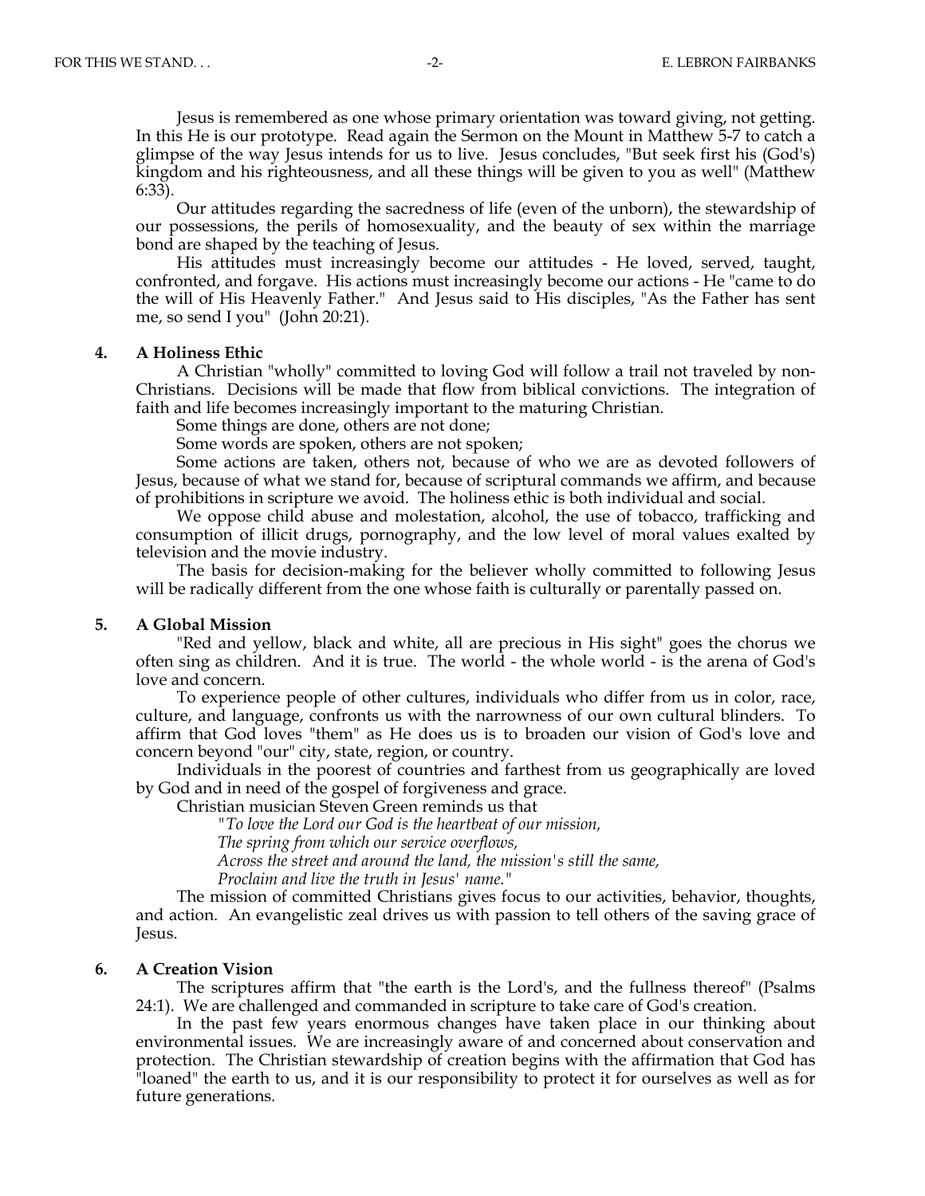Jesus is remembered as one whose primary orientation was toward giving, not getting. In this He is our prototype. Read again the Sermon on the Mount in Matthew 5-7 to catch a glimpse of the way Jesus intends for us to live. Jesus concludes, "But seek first his (God's) kingdom and his righteousness, and all these things will be given to you as well" (Matthew 6:33).

Our attitudes regarding the sacredness of life (even of the unborn), the stewardship of our possessions, the perils of homosexuality, and the beauty of sex within the marriage bond are shaped by the teaching of Jesus.

His attitudes must increasingly become our attitudes - He loved, served, taught, confronted, and forgave. His actions must increasingly become our actions - He "came to do the will of His Heavenly Father." And Jesus said to His disciples, "As the Father has sent me, so send I you" (John 20:21).

**4. A Holiness Ethic**

A Christian "wholly" committed to loving God will follow a trail not traveled by non-Christians. Decisions will be made that flow from biblical convictions. The integration of faith and life becomes increasingly important to the maturing Christian.

Some things are done, others are not done;

Some words are spoken, others are not spoken;

Some actions are taken, others not, because of who we are as devoted followers of Jesus, because of what we stand for, because of scriptural commands we affirm, and because of prohibitions in scripture we avoid. The holiness ethic is both individual and social.

We oppose child abuse and molestation, alcohol, the use of tobacco, trafficking and consumption of illicit drugs, pornography, and the low level of moral values exalted by television and the movie industry.

The basis for decision-making for the believer wholly committed to following Jesus will be radically different from the one whose faith is culturally or parentally passed on.

**5. A Global Mission**

"Red and yellow, black and white, all are precious in His sight" goes the chorus we often sing as children. And it is true. The world - the whole world - is the arena of God's love and concern.

To experience people of other cultures, individuals who differ from us in color, race, culture, and language, confronts us with the narrowness of our own cultural blinders. To affirm that God loves "them" as He does us is to broaden our vision of God's love and concern beyond "our" city, state, region, or country.

Individuals in the poorest of countries and farthest from us geographically are loved by God and in need of the gospel of forgiveness and grace.

Christian musician Steven Green reminds us that

*"To love the Lord our God is the heartbeat of our mission,*
*The spring from which our service overflows,*
*Across the street and around the land, the mission's still the same,*
*Proclaim and live the truth in Jesus' name."*

The mission of committed Christians gives focus to our activities, behavior, thoughts, and action. An evangelistic zeal drives us with passion to tell others of the saving grace of Jesus.

**6. A Creation Vision**

The scriptures affirm that "the earth is the Lord's, and the fullness thereof" (Psalms 24:1). We are challenged and commanded in scripture to take care of God's creation.

In the past few years enormous changes have taken place in our thinking about environmental issues. We are increasingly aware of and concerned about conservation and protection. The Christian stewardship of creation begins with the affirmation that God has "loaned" the earth to us, and it is our responsibility to protect it for ourselves as well as for future generations.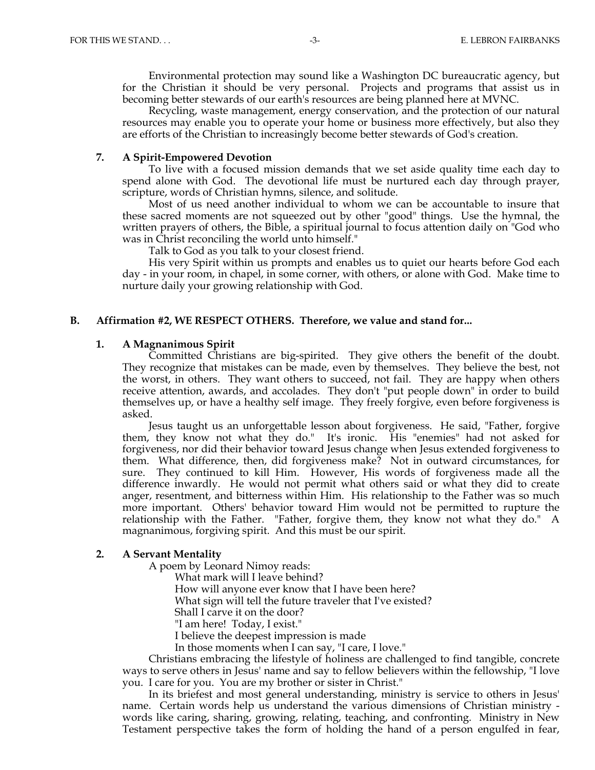Environmental protection may sound like a Washington DC bureaucratic agency, but for the Christian it should be very personal. Projects and programs that assist us in becoming better stewards of our earth's resources are being planned here at MVNC.

Recycling, waste management, energy conservation, and the protection of our natural resources may enable you to operate your home or business more effectively, but also they are efforts of the Christian to increasingly become better stewards of God's creation.

### 7. A Spirit-Empowered Devotion

To live with a focused mission demands that we set aside quality time each day to spend alone with God. The devotional life must be nurtured each day through prayer, scripture, words of Christian hymns, silence, and solitude.

Most of us need another individual to whom we can be accountable to insure that these sacred moments are not squeezed out by other "good" things. Use the hymnal, the written prayers of others, the Bible, a spiritual journal to focus attention daily on "God who was in Christ reconciling the world unto himself."

Talk to God as you talk to your closest friend.

His very Spirit within us prompts and enables us to quiet our hearts before God each day - in your room, in chapel, in some corner, with others, or alone with God. Make time to nurture daily your growing relationship with God.

## B. Affirmation #2, WE RESPECT OTHERS. Therefore, we value and stand for...

### 1. A Magnanimous Spirit

Committed Christians are big-spirited. They give others the benefit of the doubt. They recognize that mistakes can be made, even by themselves. They believe the best, not the worst, in others. They want others to succeed, not fail. They are happy when others receive attention, awards, and accolades. They don't "put people down" in order to build themselves up, or have a healthy self image. They freely forgive, even before forgiveness is asked.

Jesus taught us an unforgettable lesson about forgiveness. He said, "Father, forgive them, they know not what they do." It's ironic. His "enemies" had not asked for forgiveness, nor did their behavior toward Jesus change when Jesus extended forgiveness to them. What difference, then, did forgiveness make? Not in outward circumstances, for sure. They continued to kill Him. However, His words of forgiveness made all the difference inwardly. He would not permit what others said or what they did to create anger, resentment, and bitterness within Him. His relationship to the Father was so much more important. Others' behavior toward Him would not be permitted to rupture the relationship with the Father. "Father, forgive them, they know not what they do." A magnanimous, forgiving spirit. And this must be our spirit.

### 2. A Servant Mentality

A poem by Leonard Nimoy reads:

> What mark will I leave behind?
> How will anyone ever know that I have been here?
> What sign will tell the future traveler that I've existed?
> Shall I carve it on the door?
> "I am here! Today, I exist."
> I believe the deepest impression is made
> In those moments when I can say, "I care, I love."

Christians embracing the lifestyle of holiness are challenged to find tangible, concrete ways to serve others in Jesus' name and say to fellow believers within the fellowship, "I love you. I care for you. You are my brother or sister in Christ."

In its briefest and most general understanding, ministry is service to others in Jesus' name. Certain words help us understand the various dimensions of Christian ministry - words like caring, sharing, growing, relating, teaching, and confronting. Ministry in New Testament perspective takes the form of holding the hand of a person engulfed in fear,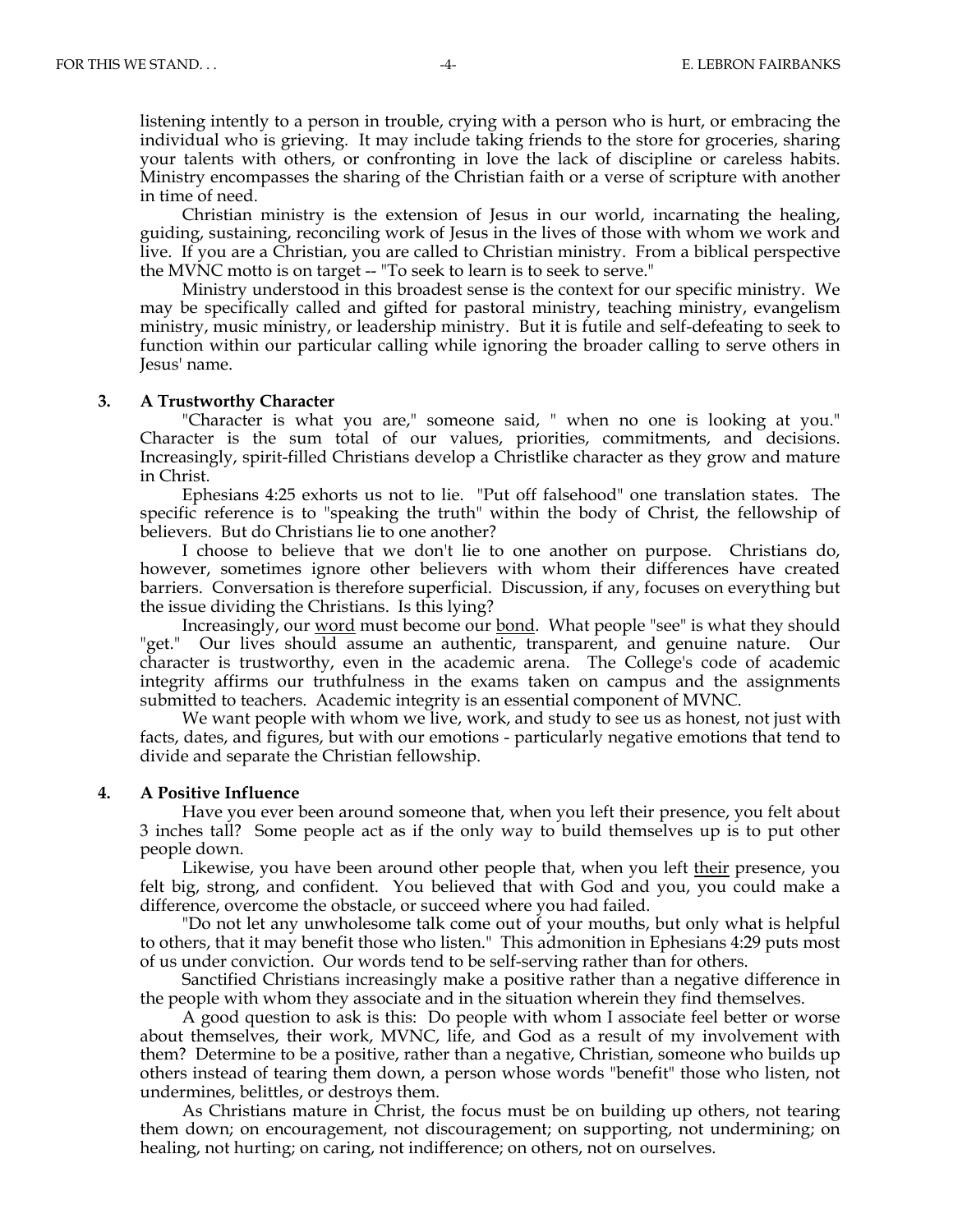listening intently to a person in trouble, crying with a person who is hurt, or embracing the individual who is grieving. It may include taking friends to the store for groceries, sharing your talents with others, or confronting in love the lack of discipline or careless habits. Ministry encompasses the sharing of the Christian faith or a verse of scripture with another in time of need.

Christian ministry is the extension of Jesus in our world, incarnating the healing, guiding, sustaining, reconciling work of Jesus in the lives of those with whom we work and live. If you are a Christian, you are called to Christian ministry. From a biblical perspective the MVNC motto is on target -- "To seek to learn is to seek to serve."

Ministry understood in this broadest sense is the context for our specific ministry. We may be specifically called and gifted for pastoral ministry, teaching ministry, evangelism ministry, music ministry, or leadership ministry. But it is futile and self-defeating to seek to function within our particular calling while ignoring the broader calling to serve others in Jesus' name.

**3. A Trustworthy Character**

"Character is what you are," someone said, " when no one is looking at you." Character is the sum total of our values, priorities, commitments, and decisions. Increasingly, spirit-filled Christians develop a Christlike character as they grow and mature in Christ.

Ephesians 4:25 exhorts us not to lie. "Put off falsehood" one translation states. The specific reference is to "speaking the truth" within the body of Christ, the fellowship of believers. But do Christians lie to one another?

I choose to believe that we don't lie to one another on purpose. Christians do, however, sometimes ignore other believers with whom their differences have created barriers. Conversation is therefore superficial. Discussion, if any, focuses on everything but the issue dividing the Christians. Is this lying?

Increasingly, our <u>word</u> must become our <u>bond</u>. What people "see" is what they should "get." Our lives should assume an authentic, transparent, and genuine nature. Our character is trustworthy, even in the academic arena. The College's code of academic integrity affirms our truthfulness in the exams taken on campus and the assignments submitted to teachers. Academic integrity is an essential component of MVNC.

We want people with whom we live, work, and study to see us as honest, not just with facts, dates, and figures, but with our emotions - particularly negative emotions that tend to divide and separate the Christian fellowship.

**4. A Positive Influence**

Have you ever been around someone that, when you left their presence, you felt about 3 inches tall? Some people act as if the only way to build themselves up is to put other people down.

Likewise, you have been around other people that, when you left <u>their</u> presence, you felt big, strong, and confident. You believed that with God and you, you could make a difference, overcome the obstacle, or succeed where you had failed.

"Do not let any unwholesome talk come out of your mouths, but only what is helpful to others, that it may benefit those who listen." This admonition in Ephesians 4:29 puts most of us under conviction. Our words tend to be self-serving rather than for others.

Sanctified Christians increasingly make a positive rather than a negative difference in the people with whom they associate and in the situation wherein they find themselves.

A good question to ask is this: Do people with whom I associate feel better or worse about themselves, their work, MVNC, life, and God as a result of my involvement with them? Determine to be a positive, rather than a negative, Christian, someone who builds up others instead of tearing them down, a person whose words "benefit" those who listen, not undermines, belittles, or destroys them.

As Christians mature in Christ, the focus must be on building up others, not tearing them down; on encouragement, not discouragement; on supporting, not undermining; on healing, not hurting; on caring, not indifference; on others, not on ourselves.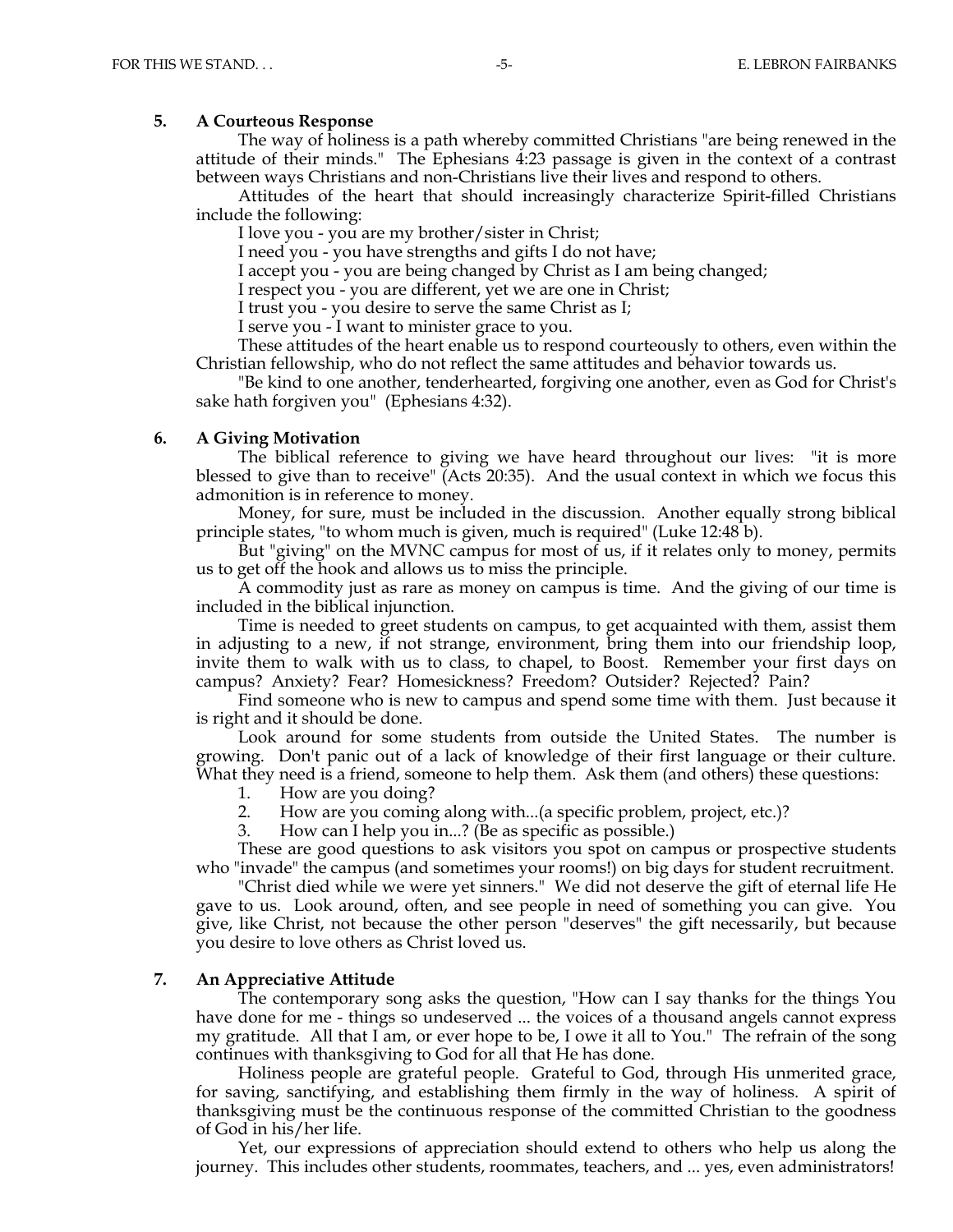### 5. A Courteous Response

The way of holiness is a path whereby committed Christians "are being renewed in the attitude of their minds." The Ephesians 4:23 passage is given in the context of a contrast between ways Christians and non-Christians live their lives and respond to others.

Attitudes of the heart that should increasingly characterize Spirit-filled Christians include the following:

I love you - you are my brother/sister in Christ;
I need you - you have strengths and gifts I do not have;
I accept you - you are being changed by Christ as I am being changed;
I respect you - you are different, yet we are one in Christ;
I trust you - you desire to serve the same Christ as I;
I serve you - I want to minister grace to you.

These attitudes of the heart enable us to respond courteously to others, even within the Christian fellowship, who do not reflect the same attitudes and behavior towards us.

"Be kind to one another, tenderhearted, forgiving one another, even as God for Christ's sake hath forgiven you" (Ephesians 4:32).

### 6. A Giving Motivation

The biblical reference to giving we have heard throughout our lives: "it is more blessed to give than to receive" (Acts 20:35). And the usual context in which we focus this admonition is in reference to money.

Money, for sure, must be included in the discussion. Another equally strong biblical principle states, "to whom much is given, much is required" (Luke 12:48 b).

But "giving" on the MVNC campus for most of us, if it relates only to money, permits us to get off the hook and allows us to miss the principle.

A commodity just as rare as money on campus is time. And the giving of our time is included in the biblical injunction.

Time is needed to greet students on campus, to get acquainted with them, assist them in adjusting to a new, if not strange, environment, bring them into our friendship loop, invite them to walk with us to class, to chapel, to Boost. Remember your first days on campus? Anxiety? Fear? Homesickness? Freedom? Outsider? Rejected? Pain?

Find someone who is new to campus and spend some time with them. Just because it is right and it should be done.

Look around for some students from outside the United States. The number is growing. Don't panic out of a lack of knowledge of their first language or their culture. What they need is a friend, someone to help them. Ask them (and others) these questions:

1. How are you doing?
2. How are you coming along with...(a specific problem, project, etc.)?
3. How can I help you in...? (Be as specific as possible.)

These are good questions to ask visitors you spot on campus or prospective students who "invade" the campus (and sometimes your rooms!) on big days for student recruitment.

"Christ died while we were yet sinners." We did not deserve the gift of eternal life He gave to us. Look around, often, and see people in need of something you can give. You give, like Christ, not because the other person "deserves" the gift necessarily, but because you desire to love others as Christ loved us.

### 7. An Appreciative Attitude

The contemporary song asks the question, "How can I say thanks for the things You have done for me - things so undeserved ... the voices of a thousand angels cannot express my gratitude. All that I am, or ever hope to be, I owe it all to You." The refrain of the song continues with thanksgiving to God for all that He has done.

Holiness people are grateful people. Grateful to God, through His unmerited grace, for saving, sanctifying, and establishing them firmly in the way of holiness. A spirit of thanksgiving must be the continuous response of the committed Christian to the goodness of God in his/her life.

Yet, our expressions of appreciation should extend to others who help us along the journey. This includes other students, roommates, teachers, and ... yes, even administrators!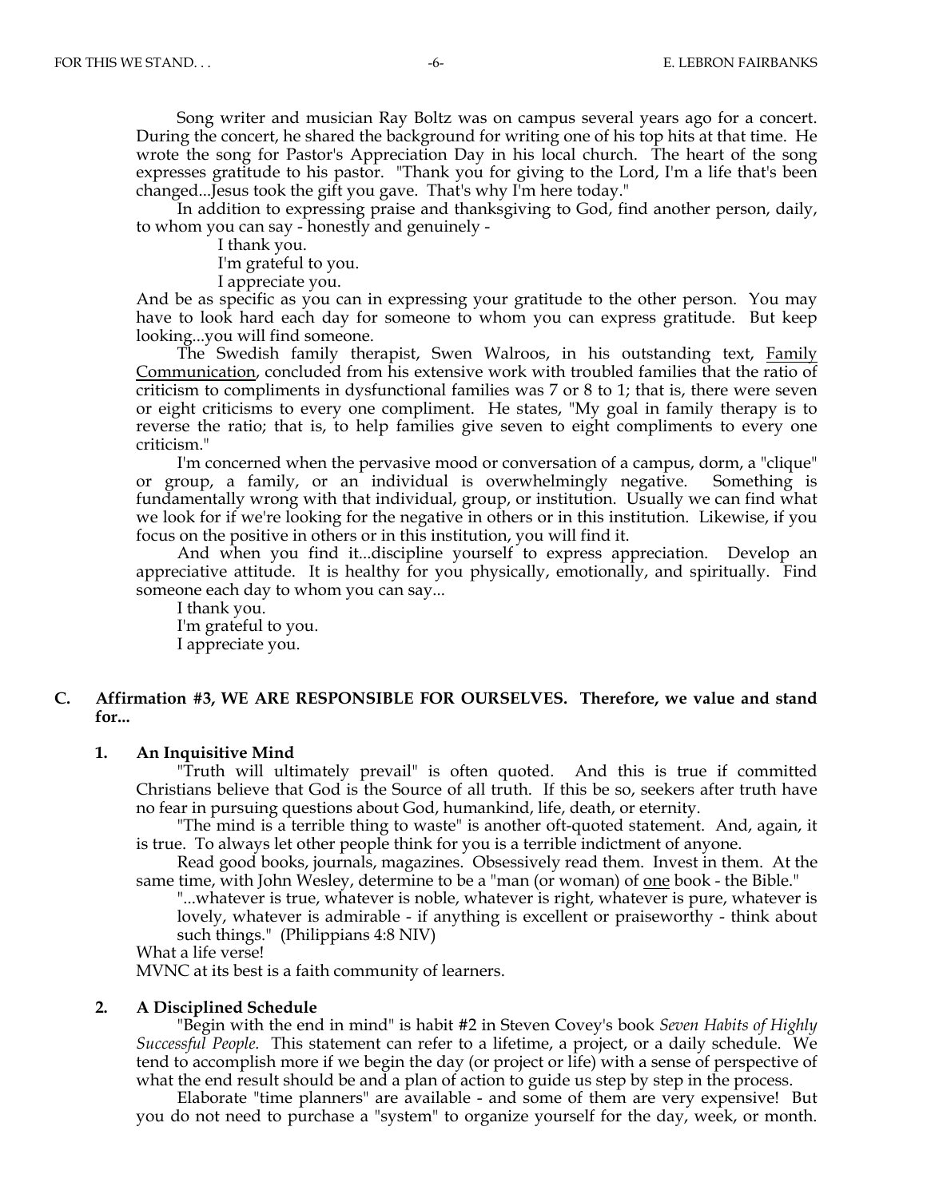Song writer and musician Ray Boltz was on campus several years ago for a concert. During the concert, he shared the background for writing one of his top hits at that time. He wrote the song for Pastor's Appreciation Day in his local church. The heart of the song expresses gratitude to his pastor. "Thank you for giving to the Lord, I'm a life that's been changed...Jesus took the gift you gave. That's why I'm here today."

In addition to expressing praise and thanksgiving to God, find another person, daily, to whom you can say - honestly and genuinely -

> I thank you.
> I'm grateful to you.
> I appreciate you.

And be as specific as you can in expressing your gratitude to the other person. You may have to look hard each day for someone to whom you can express gratitude. But keep looking...you will find someone.

The Swedish family therapist, Swen Walroos, in his outstanding text, <u>Family Communication</u>, concluded from his extensive work with troubled families that the ratio of criticism to compliments in dysfunctional families was 7 or 8 to 1; that is, there were seven or eight criticisms to every one compliment. He states, "My goal in family therapy is to reverse the ratio; that is, to help families give seven to eight compliments to every one criticism."

I'm concerned when the pervasive mood or conversation of a campus, dorm, a "clique" or group, a family, or an individual is overwhelmingly negative. Something is fundamentally wrong with that individual, group, or institution. Usually we can find what we look for if we're looking for the negative in others or in this institution. Likewise, if you focus on the positive in others or in this institution, you will find it.

And when you find it...discipline yourself to express appreciation. Develop an appreciative attitude. It is healthy for you physically, emotionally, and spiritually. Find someone each day to whom you can say...

> I thank you.
> I'm grateful to you.
> I appreciate you.

### C. Affirmation #3, WE ARE RESPONSIBLE FOR OURSELVES. Therefore, we value and stand for...

#### 1. An Inquisitive Mind

"Truth will ultimately prevail" is often quoted. And this is true if committed Christians believe that God is the Source of all truth. If this be so, seekers after truth have no fear in pursuing questions about God, humankind, life, death, or eternity.

"The mind is a terrible thing to waste" is another oft-quoted statement. And, again, it is true. To always let other people think for you is a terrible indictment of anyone.

Read good books, journals, magazines. Obsessively read them. Invest in them. At the same time, with John Wesley, determine to be a "man (or woman) of <u>one</u> book - the Bible."

> "...whatever is true, whatever is noble, whatever is right, whatever is pure, whatever is lovely, whatever is admirable - if anything is excellent or praiseworthy - think about such things." (Philippians 4:8 NIV)

What a life verse!

MVNC at its best is a faith community of learners.

#### 2. A Disciplined Schedule

"Begin with the end in mind" is habit #2 in Steven Covey's book *Seven Habits of Highly Successful People.* This statement can refer to a lifetime, a project, or a daily schedule. We tend to accomplish more if we begin the day (or project or life) with a sense of perspective of what the end result should be and a plan of action to guide us step by step in the process.

Elaborate "time planners" are available - and some of them are very expensive! But you do not need to purchase a "system" to organize yourself for the day, week, or month.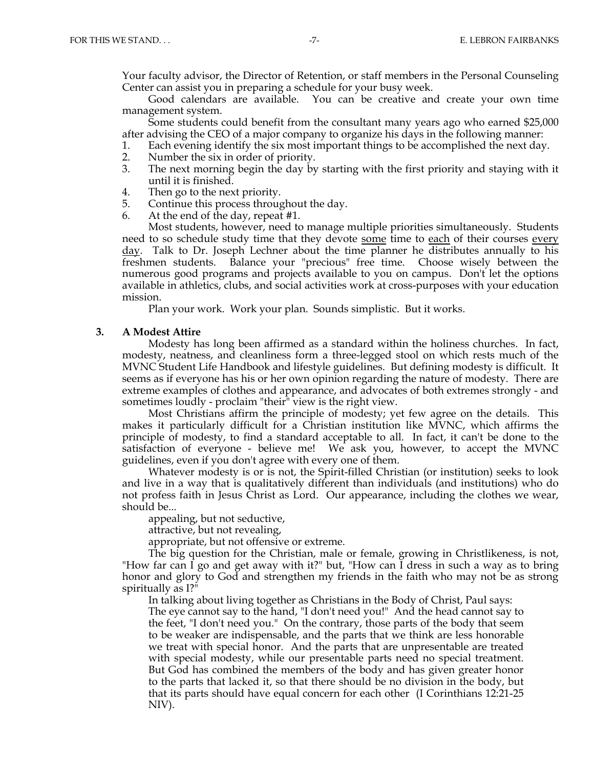Your faculty advisor, the Director of Retention, or staff members in the Personal Counseling Center can assist you in preparing a schedule for your busy week.

Good calendars are available. You can be creative and create your own time management system.

Some students could benefit from the consultant many years ago who earned $25,000 after advising the CEO of a major company to organize his days in the following manner:

1. Each evening identify the six most important things to be accomplished the next day.
2. Number the six in order of priority.
3. The next morning begin the day by starting with the first priority and staying with it until it is finished.
4. Then go to the next priority.
5. Continue this process throughout the day.
6. At the end of the day, repeat #1.

Most students, however, need to manage multiple priorities simultaneously. Students need to so schedule study time that they devote <u>some</u> time to <u>each</u> of their courses <u>every day</u>. Talk to Dr. Joseph Lechner about the time planner he distributes annually to his freshmen students. Balance your "precious" free time. Choose wisely between the numerous good programs and projects available to you on campus. Don't let the options available in athletics, clubs, and social activities work at cross-purposes with your education mission.

Plan your work. Work your plan. Sounds simplistic. But it works.

### 3. A Modest Attire

Modesty has long been affirmed as a standard within the holiness churches. In fact, modesty, neatness, and cleanliness form a three-legged stool on which rests much of the MVNC Student Life Handbook and lifestyle guidelines. But defining modesty is difficult. It seems as if everyone has his or her own opinion regarding the nature of modesty. There are extreme examples of clothes and appearance, and advocates of both extremes strongly - and sometimes loudly - proclaim "their" view is the right view.

Most Christians affirm the principle of modesty; yet few agree on the details. This makes it particularly difficult for a Christian institution like MVNC, which affirms the principle of modesty, to find a standard acceptable to all. In fact, it can't be done to the satisfaction of everyone - believe me! We ask you, however, to accept the MVNC guidelines, even if you don't agree with every one of them.

Whatever modesty is or is not, the Spirit-filled Christian (or institution) seeks to look and live in a way that is qualitatively different than individuals (and institutions) who do not profess faith in Jesus Christ as Lord. Our appearance, including the clothes we wear, should be...

appealing, but not seductive,
attractive, but not revealing,
appropriate, but not offensive or extreme.

The big question for the Christian, male or female, growing in Christlikeness, is not, "How far can I go and get away with it?" but, "How can I dress in such a way as to bring honor and glory to God and strengthen my friends in the faith who may not be as strong spiritually as I?"

In talking about living together as Christians in the Body of Christ, Paul says:

> The eye cannot say to the hand, "I don't need you!" And the head cannot say to the feet, "I don't need you." On the contrary, those parts of the body that seem to be weaker are indispensable, and the parts that we think are less honorable we treat with special honor. And the parts that are unpresentable are treated with special modesty, while our presentable parts need no special treatment. But God has combined the members of the body and has given greater honor to the parts that lacked it, so that there should be no division in the body, but that its parts should have equal concern for each other (I Corinthians 12:21-25 NIV).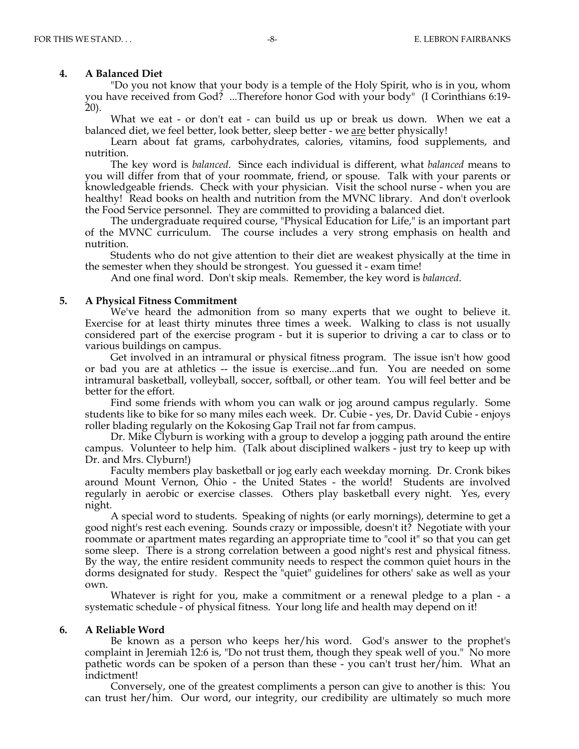### 4. A Balanced Diet

"Do you not know that your body is a temple of the Holy Spirit, who is in you, whom you have received from God? ...Therefore honor God with your body" (I Corinthians 6:19-20).

What we eat - or don't eat - can build us up or break us down. When we eat a balanced diet, we feel better, look better, sleep better - we <u>are</u> better physically!

Learn about fat grams, carbohydrates, calories, vitamins, food supplements, and nutrition.

The key word is *balanced*. Since each individual is different, what *balanced* means to you will differ from that of your roommate, friend, or spouse. Talk with your parents or knowledgeable friends. Check with your physician. Visit the school nurse - when you are healthy! Read books on health and nutrition from the MVNC library. And don't overlook the Food Service personnel. They are committed to providing a balanced diet.

The undergraduate required course, "Physical Education for Life," is an important part of the MVNC curriculum. The course includes a very strong emphasis on health and nutrition.

Students who do not give attention to their diet are weakest physically at the time in the semester when they should be strongest. You guessed it - exam time!

And one final word. Don't skip meals. Remember, the key word is *balanced*.

### 5. A Physical Fitness Commitment

We've heard the admonition from so many experts that we ought to believe it. Exercise for at least thirty minutes three times a week. Walking to class is not usually considered part of the exercise program - but it is superior to driving a car to class or to various buildings on campus.

Get involved in an intramural or physical fitness program. The issue isn't how good or bad you are at athletics -- the issue is exercise...and fun. You are needed on some intramural basketball, volleyball, soccer, softball, or other team. You will feel better and be better for the effort.

Find some friends with whom you can walk or jog around campus regularly. Some students like to bike for so many miles each week. Dr. Cubie - yes, Dr. David Cubie - enjoys roller blading regularly on the Kokosing Gap Trail not far from campus.

Dr. Mike Clyburn is working with a group to develop a jogging path around the entire campus. Volunteer to help him. (Talk about disciplined walkers - just try to keep up with Dr. and Mrs. Clyburn!)

Faculty members play basketball or jog early each weekday morning. Dr. Cronk bikes around Mount Vernon, Ohio - the United States - the world! Students are involved regularly in aerobic or exercise classes. Others play basketball every night. Yes, every night.

A special word to students. Speaking of nights (or early mornings), determine to get a good night's rest each evening. Sounds crazy or impossible, doesn't it? Negotiate with your roommate or apartment mates regarding an appropriate time to "cool it" so that you can get some sleep. There is a strong correlation between a good night's rest and physical fitness. By the way, the entire resident community needs to respect the common quiet hours in the dorms designated for study. Respect the "quiet" guidelines for others' sake as well as your own.

Whatever is right for you, make a commitment or a renewal pledge to a plan - a systematic schedule - of physical fitness. Your long life and health may depend on it!

### 6. A Reliable Word

Be known as a person who keeps her/his word. God's answer to the prophet's complaint in Jeremiah 12:6 is, "Do not trust them, though they speak well of you." No more pathetic words can be spoken of a person than these - you can't trust her/him. What an indictment!

Conversely, one of the greatest compliments a person can give to another is this: You can trust her/him. Our word, our integrity, our credibility are ultimately so much more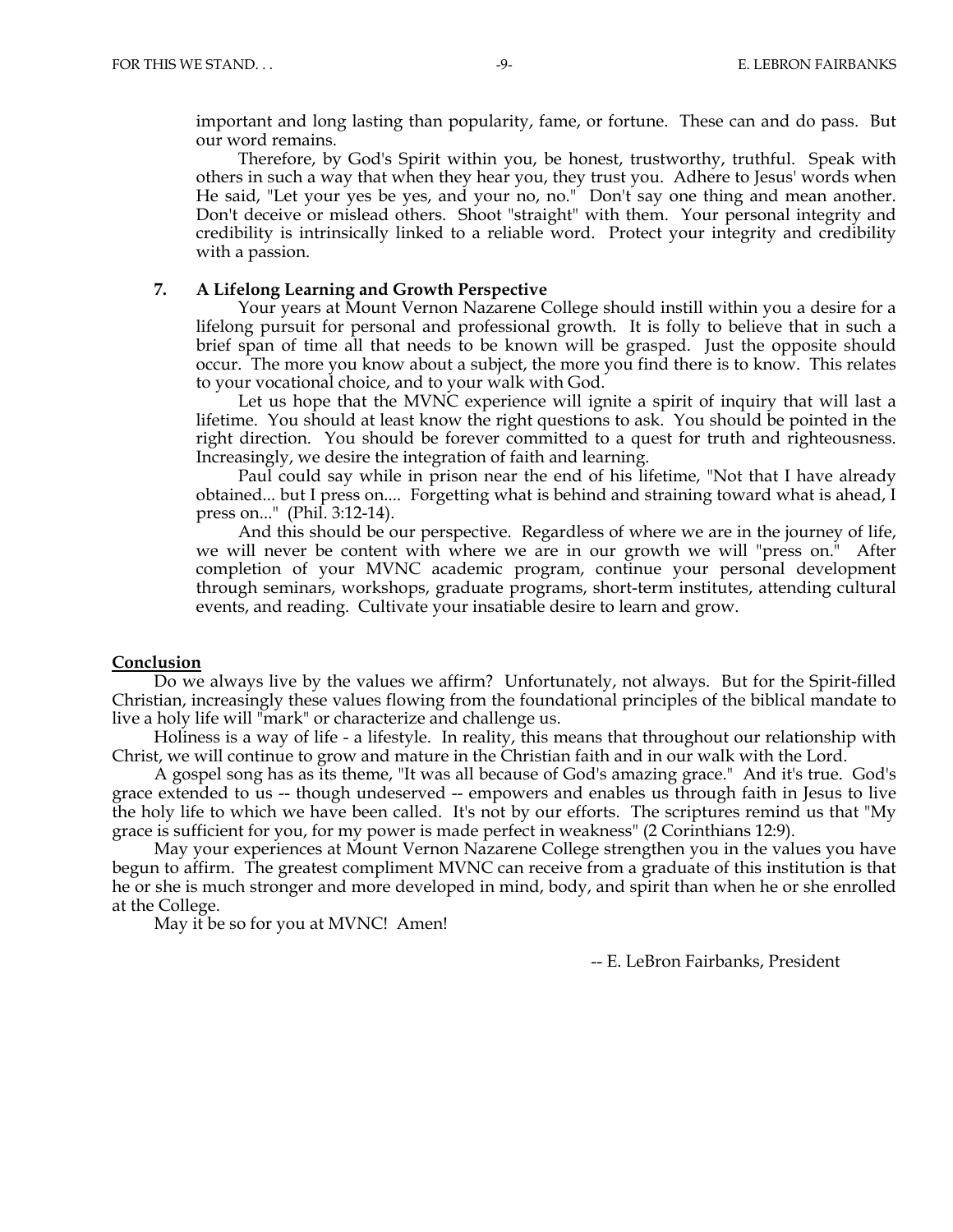important and long lasting than popularity, fame, or fortune. These can and do pass. But our word remains.

Therefore, by God's Spirit within you, be honest, trustworthy, truthful. Speak with others in such a way that when they hear you, they trust you. Adhere to Jesus' words when He said, "Let your yes be yes, and your no, no." Don't say one thing and mean another. Don't deceive or mislead others. Shoot "straight" with them. Your personal integrity and credibility is intrinsically linked to a reliable word. Protect your integrity and credibility with a passion.

**7. A Lifelong Learning and Growth Perspective**

Your years at Mount Vernon Nazarene College should instill within you a desire for a lifelong pursuit for personal and professional growth. It is folly to believe that in such a brief span of time all that needs to be known will be grasped. Just the opposite should occur. The more you know about a subject, the more you find there is to know. This relates to your vocational choice, and to your walk with God.

Let us hope that the MVNC experience will ignite a spirit of inquiry that will last a lifetime. You should at least know the right questions to ask. You should be pointed in the right direction. You should be forever committed to a quest for truth and righteousness. Increasingly, we desire the integration of faith and learning.

Paul could say while in prison near the end of his lifetime, "Not that I have already obtained... but I press on.... Forgetting what is behind and straining toward what is ahead, I press on..." (Phil. 3:12-14).

And this should be our perspective. Regardless of where we are in the journey of life, we will never be content with where we are in our growth we will "press on." After completion of your MVNC academic program, continue your personal development through seminars, workshops, graduate programs, short-term institutes, attending cultural events, and reading. Cultivate your insatiable desire to learn and grow.

## Conclusion

Do we always live by the values we affirm? Unfortunately, not always. But for the Spirit-filled Christian, increasingly these values flowing from the foundational principles of the biblical mandate to live a holy life will "mark" or characterize and challenge us.

Holiness is a way of life - a lifestyle. In reality, this means that throughout our relationship with Christ, we will continue to grow and mature in the Christian faith and in our walk with the Lord.

A gospel song has as its theme, "It was all because of God's amazing grace." And it's true. God's grace extended to us -- though undeserved -- empowers and enables us through faith in Jesus to live the holy life to which we have been called. It's not by our efforts. The scriptures remind us that "My grace is sufficient for you, for my power is made perfect in weakness" (2 Corinthians 12:9).

May your experiences at Mount Vernon Nazarene College strengthen you in the values you have begun to affirm. The greatest compliment MVNC can receive from a graduate of this institution is that he or she is much stronger and more developed in mind, body, and spirit than when he or she enrolled at the College.

May it be so for you at MVNC! Amen!

-- E. LeBron Fairbanks, President